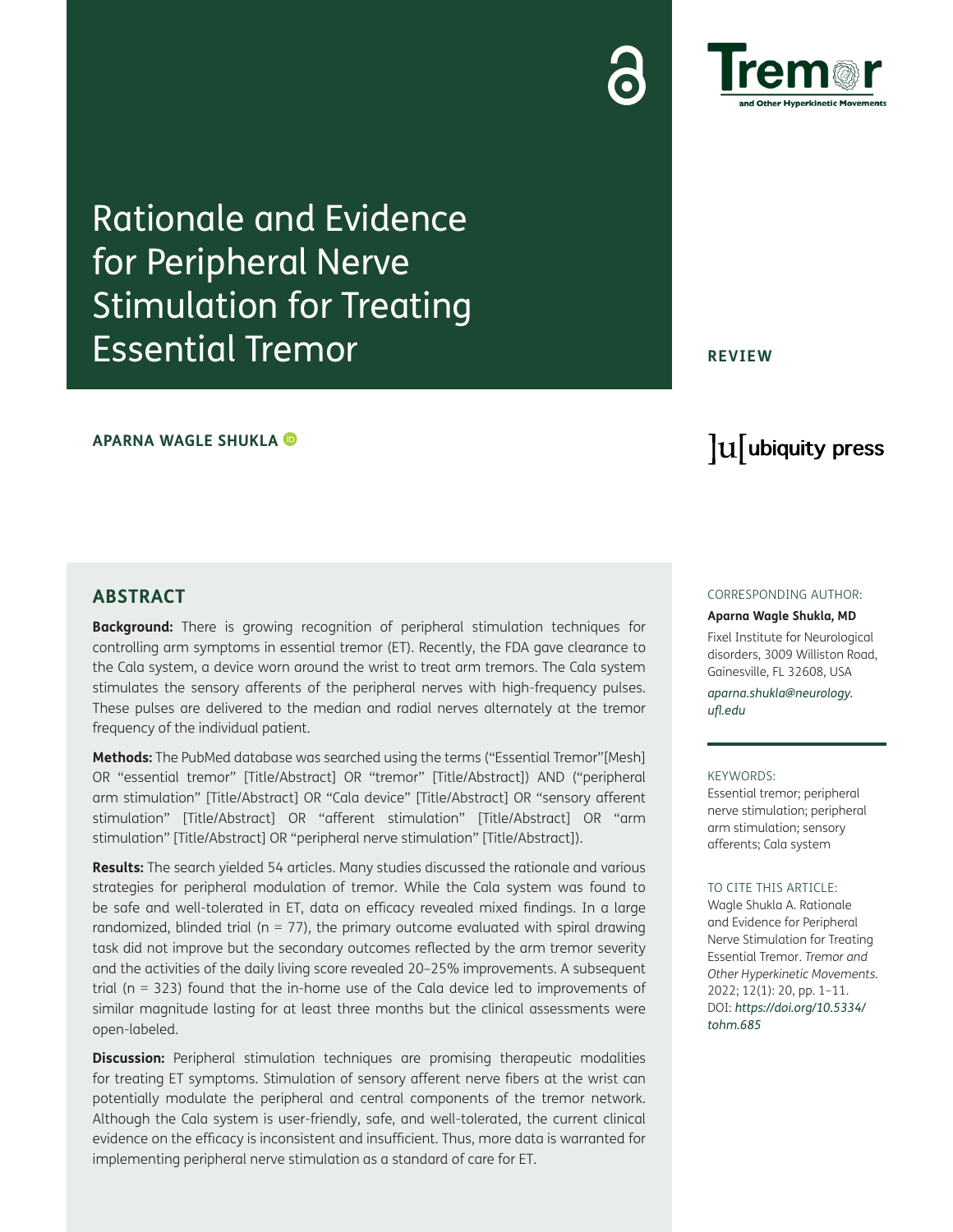# Rationale and Evidence for Peripheral Nerve Stimulation for Treating Essential Tremor

**REVIEW**

**APARNA WAGLE SHUKLA**

## ABSTRACT

**Background:** There is growing recognition of peripheral stimulation techniques for controlling arm symptoms in essential tremor (ET). Recently, the FDA gave clearance to the Cala system, a device worn around the wrist to treat arm tremors. The Cala system stimulates the sensory afferents of the peripheral nerves with high-frequency pulses. These pulses are delivered to the median and radial nerves alternately at the tremor frequency of the individual patient.

**Methods:** The PubMed database was searched using the terms ("Essential Tremor"[Mesh] OR "essential tremor" [Title/Abstract] OR "tremor" [Title/Abstract]) AND ("peripheral arm stimulation" [Title/Abstract] OR "Cala device" [Title/Abstract] OR "sensory afferent stimulation" [Title/Abstract] OR "afferent stimulation" [Title/Abstract] OR "arm stimulation" [Title/Abstract] OR "peripheral nerve stimulation" [Title/Abstract]).

**Results:** The search yielded 54 articles. Many studies discussed the rationale and various strategies for peripheral modulation of tremor. While the Cala system was found to be safe and well-tolerated in ET, data on efficacy revealed mixed findings. In a large randomized, blinded trial (n = 77), the primary outcome evaluated with spiral drawing task did not improve but the secondary outcomes reflected by the arm tremor severity and the activities of the daily living score revealed 20–25% improvements. A subsequent trial (n = 323) found that the in-home use of the Cala device led to improvements of similar magnitude lasting for at least three months but the clinical assessments were open-labeled.

**Discussion:** Peripheral stimulation techniques are promising therapeutic modalities for treating ET symptoms. Stimulation of sensory afferent nerve fibers at the wrist can potentially modulate the peripheral and central components of the tremor network. Although the Cala system is user-friendly, safe, and well-tolerated, the current clinical evidence on the efficacy is inconsistent and insufficient. Thus, more data is warranted for implementing peripheral nerve stimulation as a standard of care for ET.

CORRESPONDING AUTHOR:

**Aparna Wagle Shukla, MD**

Fixel Institute for Neurological disorders, 3009 Williston Road, Gainesville, FL 32608, USA

*aparna.shukla@neurology.ufl.edu*

KEYWORDS:

Essential tremor; peripheral nerve stimulation; peripheral arm stimulation; sensory afferents; Cala system

TO CITE THIS ARTICLE:

Wagle Shukla A. Rationale and Evidence for Peripheral Nerve Stimulation for Treating Essential Tremor. *Tremor and Other Hyperkinetic Movements.* 2022; 12(1): 20, pp. 1–11. DOI: *https://doi.org/10.5334/tohm.685*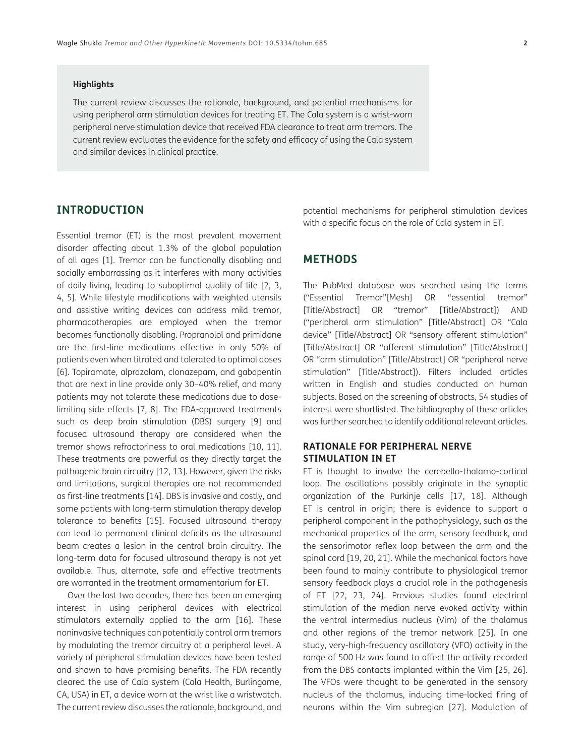**Highlights**

The current review discusses the rationale, background, and potential mechanisms for using peripheral arm stimulation devices for treating ET. The Cala system is a wrist-worn peripheral nerve stimulation device that received FDA clearance to treat arm tremors. The current review evaluates the evidence for the safety and efficacy of using the Cala system and similar devices in clinical practice.

## INTRODUCTION

Essential tremor (ET) is the most prevalent movement disorder affecting about 1.3% of the global population of all ages [1]. Tremor can be functionally disabling and socially embarrassing as it interferes with many activities of daily living, leading to suboptimal quality of life [2, 3, 4, 5]. While lifestyle modifications with weighted utensils and assistive writing devices can address mild tremor, pharmacotherapies are employed when the tremor becomes functionally disabling. Propranolol and primidone are the first-line medications effective in only 50% of patients even when titrated and tolerated to optimal doses [6]. Topiramate, alprazolam, clonazepam, and gabapentin that are next in line provide only 30–40% relief, and many patients may not tolerate these medications due to dose-limiting side effects [7, 8]. The FDA-approved treatments such as deep brain stimulation (DBS) surgery [9] and focused ultrasound therapy are considered when the tremor shows refractoriness to oral medications [10, 11]. These treatments are powerful as they directly target the pathogenic brain circuitry [12, 13]. However, given the risks and limitations, surgical therapies are not recommended as first-line treatments [14]. DBS is invasive and costly, and some patients with long-term stimulation therapy develop tolerance to benefits [15]. Focused ultrasound therapy can lead to permanent clinical deficits as the ultrasound beam creates a lesion in the central brain circuitry. The long-term data for focused ultrasound therapy is not yet available. Thus, alternate, safe and effective treatments are warranted in the treatment armamentarium for ET.

Over the last two decades, there has been an emerging interest in using peripheral devices with electrical stimulators externally applied to the arm [16]. These noninvasive techniques can potentially control arm tremors by modulating the tremor circuitry at a peripheral level. A variety of peripheral stimulation devices have been tested and shown to have promising benefits. The FDA recently cleared the use of Cala system (Cala Health, Burlingame, CA, USA) in ET, a device worn at the wrist like a wristwatch. The current review discusses the rationale, background, and potential mechanisms for peripheral stimulation devices with a specific focus on the role of Cala system in ET.

## METHODS

The PubMed database was searched using the terms ("Essential Tremor"[Mesh] OR "essential tremor" [Title/Abstract] OR "tremor" [Title/Abstract]) AND ("peripheral arm stimulation" [Title/Abstract] OR "Cala device" [Title/Abstract] OR "sensory afferent stimulation" [Title/Abstract] OR "afferent stimulation" [Title/Abstract] OR "arm stimulation" [Title/Abstract] OR "peripheral nerve stimulation" [Title/Abstract]). Filters included articles written in English and studies conducted on human subjects. Based on the screening of abstracts, 54 studies of interest were shortlisted. The bibliography of these articles was further searched to identify additional relevant articles.

### RATIONALE FOR PERIPHERAL NERVE STIMULATION IN ET

ET is thought to involve the cerebello-thalamo-cortical loop. The oscillations possibly originate in the synaptic organization of the Purkinje cells [17, 18]. Although ET is central in origin; there is evidence to support a peripheral component in the pathophysiology, such as the mechanical properties of the arm, sensory feedback, and the sensorimotor reflex loop between the arm and the spinal cord [19, 20, 21]. While the mechanical factors have been found to mainly contribute to physiological tremor sensory feedback plays a crucial role in the pathogenesis of ET [22, 23, 24]. Previous studies found electrical stimulation of the median nerve evoked activity within the ventral intermedius nucleus (Vim) of the thalamus and other regions of the tremor network [25]. In one study, very-high-frequency oscillatory (VFO) activity in the range of 500 Hz was found to affect the activity recorded from the DBS contacts implanted within the Vim [25, 26]. The VFOs were thought to be generated in the sensory nucleus of the thalamus, inducing time-locked firing of neurons within the Vim subregion [27]. Modulation of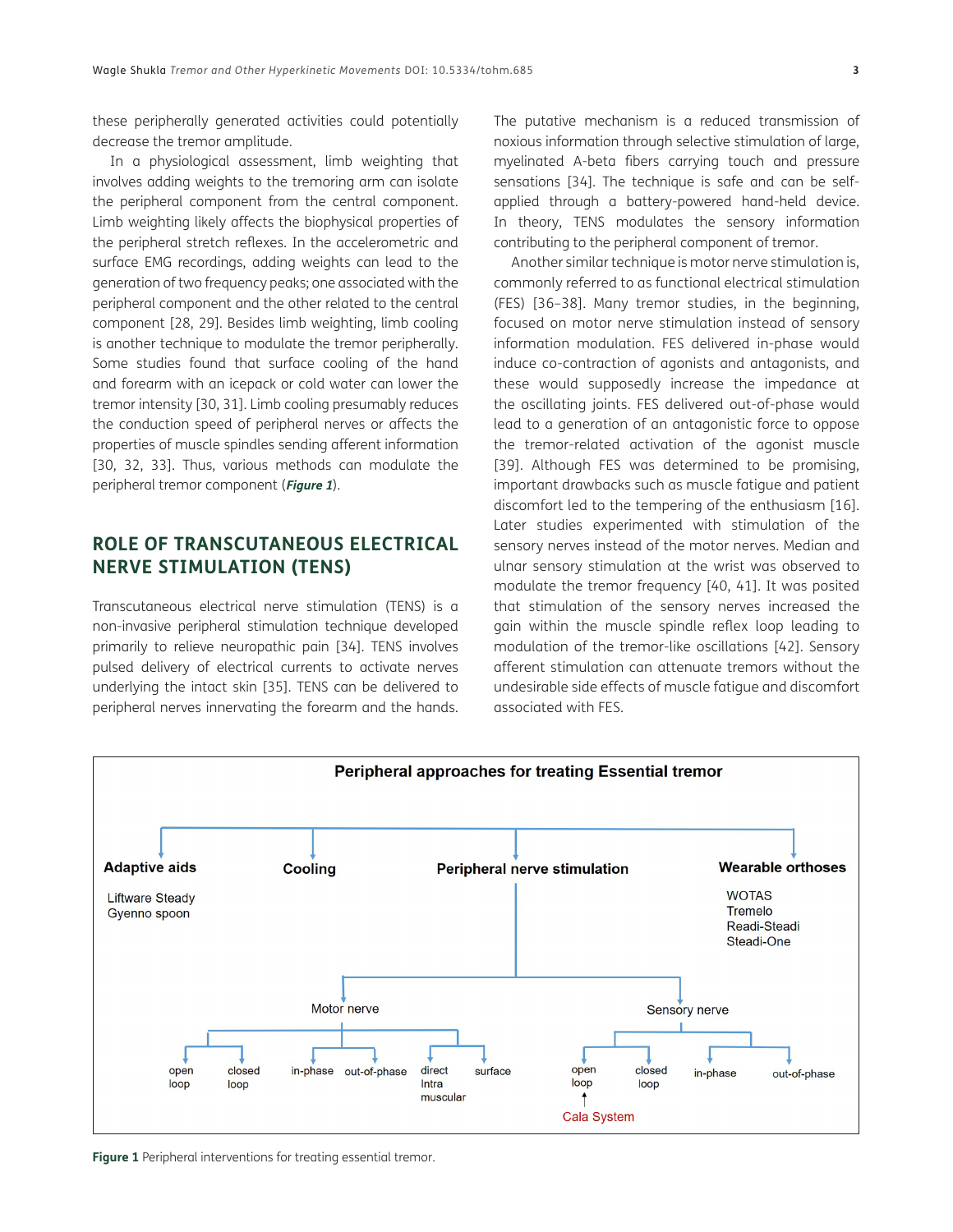these peripherally generated activities could potentially decrease the tremor amplitude.

In a physiological assessment, limb weighting that involves adding weights to the tremoring arm can isolate the peripheral component from the central component. Limb weighting likely affects the biophysical properties of the peripheral stretch reflexes. In the accelerometric and surface EMG recordings, adding weights can lead to the generation of two frequency peaks; one associated with the peripheral component and the other related to the central component [28, 29]. Besides limb weighting, limb cooling is another technique to modulate the tremor peripherally. Some studies found that surface cooling of the hand and forearm with an icepack or cold water can lower the tremor intensity [30, 31]. Limb cooling presumably reduces the conduction speed of peripheral nerves or affects the properties of muscle spindles sending afferent information [30, 32, 33]. Thus, various methods can modulate the peripheral tremor component (***Figure 1***).

## ROLE OF TRANSCUTANEOUS ELECTRICAL NERVE STIMULATION (TENS)

Transcutaneous electrical nerve stimulation (TENS) is a non-invasive peripheral stimulation technique developed primarily to relieve neuropathic pain [34]. TENS involves pulsed delivery of electrical currents to activate nerves underlying the intact skin [35]. TENS can be delivered to peripheral nerves innervating the forearm and the hands. The putative mechanism is a reduced transmission of noxious information through selective stimulation of large, myelinated A-beta fibers carrying touch and pressure sensations [34]. The technique is safe and can be self-applied through a battery-powered hand-held device. In theory, TENS modulates the sensory information contributing to the peripheral component of tremor.

Another similar technique is motor nerve stimulation is, commonly referred to as functional electrical stimulation (FES) [36–38]. Many tremor studies, in the beginning, focused on motor nerve stimulation instead of sensory information modulation. FES delivered in-phase would induce co-contraction of agonists and antagonists, and these would supposedly increase the impedance at the oscillating joints. FES delivered out-of-phase would lead to a generation of an antagonistic force to oppose the tremor-related activation of the agonist muscle [39]. Although FES was determined to be promising, important drawbacks such as muscle fatigue and patient discomfort led to the tempering of the enthusiasm [16]. Later studies experimented with stimulation of the sensory nerves instead of the motor nerves. Median and ulnar sensory stimulation at the wrist was observed to modulate the tremor frequency [40, 41]. It was posited that stimulation of the sensory nerves increased the gain within the muscle spindle reflex loop leading to modulation of the tremor-like oscillations [42]. Sensory afferent stimulation can attenuate tremors without the undesirable side effects of muscle fatigue and discomfort associated with FES.

**Figure 1** Peripheral interventions for treating essential tremor.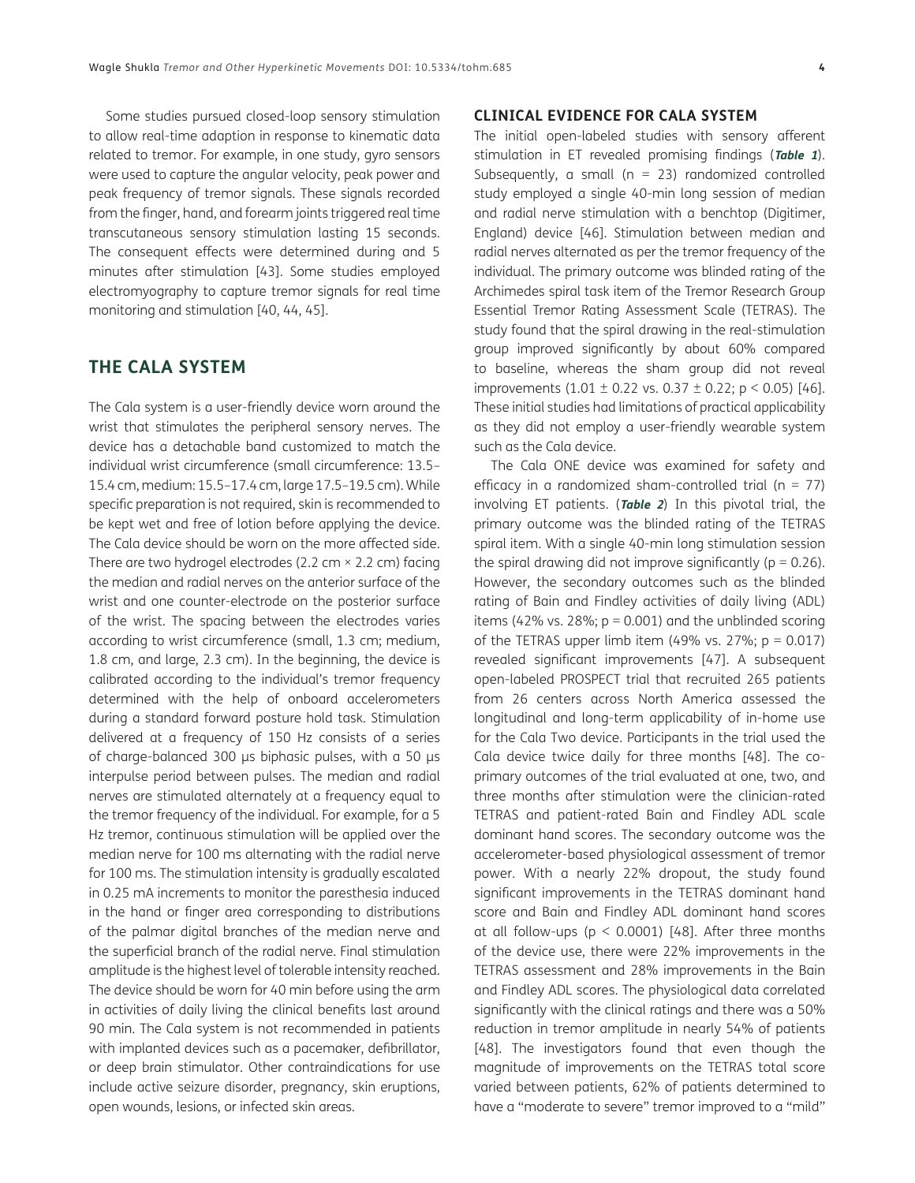Some studies pursued closed-loop sensory stimulation to allow real-time adaption in response to kinematic data related to tremor. For example, in one study, gyro sensors were used to capture the angular velocity, peak power and peak frequency of tremor signals. These signals recorded from the finger, hand, and forearm joints triggered real time transcutaneous sensory stimulation lasting 15 seconds. The consequent effects were determined during and 5 minutes after stimulation [43]. Some studies employed electromyography to capture tremor signals for real time monitoring and stimulation [40, 44, 45].

## THE CALA SYSTEM

The Cala system is a user-friendly device worn around the wrist that stimulates the peripheral sensory nerves. The device has a detachable band customized to match the individual wrist circumference (small circumference: 13.5–15.4 cm, medium: 15.5–17.4 cm, large 17.5–19.5 cm). While specific preparation is not required, skin is recommended to be kept wet and free of lotion before applying the device. The Cala device should be worn on the more affected side. There are two hydrogel electrodes (2.2 cm × 2.2 cm) facing the median and radial nerves on the anterior surface of the wrist and one counter-electrode on the posterior surface of the wrist. The spacing between the electrodes varies according to wrist circumference (small, 1.3 cm; medium, 1.8 cm, and large, 2.3 cm). In the beginning, the device is calibrated according to the individual's tremor frequency determined with the help of onboard accelerometers during a standard forward posture hold task. Stimulation delivered at a frequency of 150 Hz consists of a series of charge-balanced 300 µs biphasic pulses, with a 50 µs interpulse period between pulses. The median and radial nerves are stimulated alternately at a frequency equal to the tremor frequency of the individual. For example, for a 5 Hz tremor, continuous stimulation will be applied over the median nerve for 100 ms alternating with the radial nerve for 100 ms. The stimulation intensity is gradually escalated in 0.25 mA increments to monitor the paresthesia induced in the hand or finger area corresponding to distributions of the palmar digital branches of the median nerve and the superficial branch of the radial nerve. Final stimulation amplitude is the highest level of tolerable intensity reached. The device should be worn for 40 min before using the arm in activities of daily living the clinical benefits last around 90 min. The Cala system is not recommended in patients with implanted devices such as a pacemaker, defibrillator, or deep brain stimulator. Other contraindications for use include active seizure disorder, pregnancy, skin eruptions, open wounds, lesions, or infected skin areas.

### CLINICAL EVIDENCE FOR CALA SYSTEM

The initial open-labeled studies with sensory afferent stimulation in ET revealed promising findings (***Table 1***). Subsequently, a small (n = 23) randomized controlled study employed a single 40-min long session of median and radial nerve stimulation with a benchtop (Digitimer, England) device [46]. Stimulation between median and radial nerves alternated as per the tremor frequency of the individual. The primary outcome was blinded rating of the Archimedes spiral task item of the Tremor Research Group Essential Tremor Rating Assessment Scale (TETRAS). The study found that the spiral drawing in the real-stimulation group improved significantly by about 60% compared to baseline, whereas the sham group did not reveal improvements (1.01 ± 0.22 vs. 0.37 ± 0.22; $p < 0.05$) [46]. These initial studies had limitations of practical applicability as they did not employ a user-friendly wearable system such as the Cala device.

The Cala ONE device was examined for safety and efficacy in a randomized sham-controlled trial (n = 77) involving ET patients. (***Table 2***) In this pivotal trial, the primary outcome was the blinded rating of the TETRAS spiral item. With a single 40-min long stimulation session the spiral drawing did not improve significantly ($p = 0.26$). However, the secondary outcomes such as the blinded rating of Bain and Findley activities of daily living (ADL) items (42% vs. 28%; $p = 0.001$) and the unblinded scoring of the TETRAS upper limb item (49% vs. 27%; $p = 0.017$) revealed significant improvements [47]. A subsequent open-labeled PROSPECT trial that recruited 265 patients from 26 centers across North America assessed the longitudinal and long-term applicability of in-home use for the Cala Two device. Participants in the trial used the Cala device twice daily for three months [48]. The co-primary outcomes of the trial evaluated at one, two, and three months after stimulation were the clinician-rated TETRAS and patient-rated Bain and Findley ADL scale dominant hand scores. The secondary outcome was the accelerometer-based physiological assessment of tremor power. With a nearly 22% dropout, the study found significant improvements in the TETRAS dominant hand score and Bain and Findley ADL dominant hand scores at all follow-ups ($p < 0.0001$) [48]. After three months of the device use, there were 22% improvements in the TETRAS assessment and 28% improvements in the Bain and Findley ADL scores. The physiological data correlated significantly with the clinical ratings and there was a 50% reduction in tremor amplitude in nearly 54% of patients [48]. The investigators found that even though the magnitude of improvements on the TETRAS total score varied between patients, 62% of patients determined to have a "moderate to severe" tremor improved to a "mild"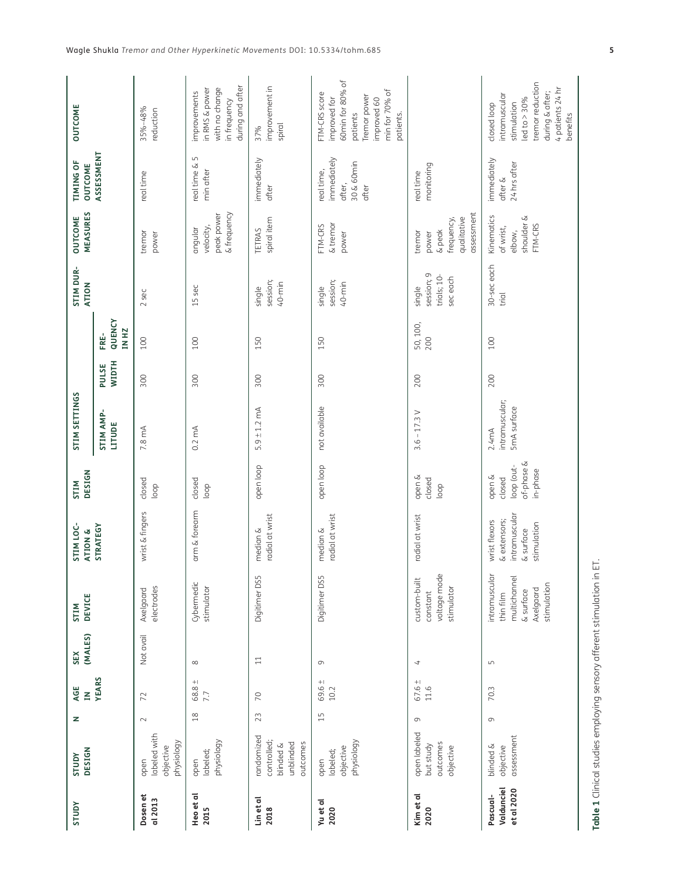| STUDY | STUDY DESIGN | N | AGE IN YEARS | SEX (MALES) | STIM DEVICE | STIM LOCATION & STRATEGY | STIM DESIGN | STIM SETTINGS | | | STIM DURATION | OUTCOME MEASURES | TIMING OF OUTCOME ASSESSMENT | OUTCOME |
|---|---|---|---|---|---|---|---|---|---|---|---|---|---|---|
| | | | | | | | | STIM AMPLITUDE | PULSE WIDTH | FREQUENCY IN HZ | | | | |
| **Dosen et al 2013** | open labeled with objective physiology | 2 | 72 | Not avail | Axelgaard electrodes | wrist & fingers | closed loop | 7.8 mA | 300 | 100 | 2 sec | tremor power | real time | 35%–48% reduction |
| **Heo et al 2015** | open labeled; physiology | 18 | 68.8 ± 7.7 | 8 | Cybermedic stimulator | arm & forearm | closed loop | 0.2 mA | 300 | 100 | 15 sec | angular velocity, peak power & frequency | real time & 5 min after | improvements in RMS & power with no change in frequency during and after |
| **Lin et al 2018** | randomized controlled; blinded & unblinded outcomes | 23 | 70 | 11 | Digitimer DS5 | median & radial at wrist | open loop | 5.9 ± 1.2 mA | 300 | 150 | single session; 40-min | TETRAS spiral item | immediately after | 37% improvement in spiral |
| **Yu et al 2020** | open labeled; objective physiology | 15 | 69.6 ± 10.2 | 9 | Digitimer DS5 | median & radial at wrist | open loop | not available | 300 | 150 | single session; 40-min | FTM-CRS & tremor power | real time, immediately after, 30 & 60min after | FTM-CRS score improved for 60min for 80% of patients Tremor power improved 60 min for 70% of patients. |
| **Kim et al 2020** | open labeled but study outcomes objective | 9 | 67.6 ± 11.6 | 4 | custom-built constant voltage mode stimulator | radial at wrist | open & closed loop | 3.6 – 17.3 V | 200 | 50, 100, 200 | single session; 9 trials; 10-sec each | tremor power & peak frequency, qualitative assessment | real time monitoring | |
| **Pascual-Valdunciel et al 2020** | blinded & objective assessment | 9 | 70.3 | 5 | intramuscular thin film multichannel & surface Axelgaard stimulation | wrist flexors & extensors; intramuscular & surface stimulation | open & closed loop (out-of-phase & in-phase | 2.4mA intramuscular; 5mA surface | 200 | 100 | 30-sec each trial | Kinematics of wrist, elbow, shoulder & FTM-CRS | immediately after & 24 hrs after | closed loop intramuscular stimulation led to > 30% tremor reduction during & after; 4 patients 24 hr benefits |

**Table 1** Clinical studies employing sensory afferent stimulation in ET.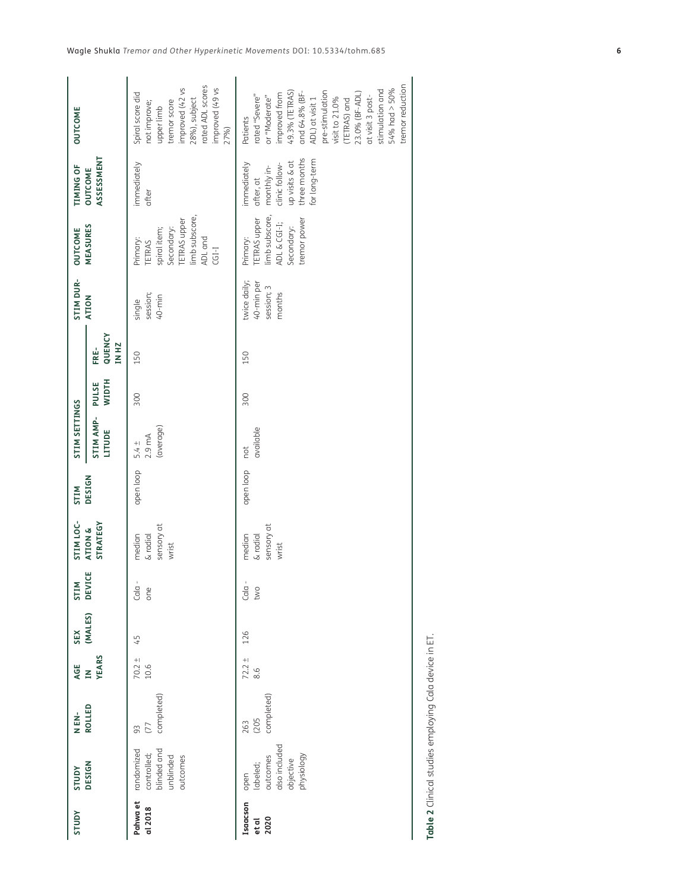| STUDY | STUDY DESIGN | N ENROLLED | AGE IN YEARS | SEX (MALES) | STIM DEVICE | STIM LOCATION & STRATEGY | STIM DESIGN | STIM SETTINGS | | | STIM DURATION | OUTCOME MEASURES | TIMING OF OUTCOME ASSESSMENT | OUTCOME |
|---|---|---|---|---|---|---|---|---|---|---|---|---|---|---|
| | | | | | | | | STIM AMPLITUDE | PULSE WIDTH | FREQUENCY IN HZ | | | | |
| **Pahwa et al 2018** | randomized controlled; blinded and unblinded outcomes | 93 (77 completed) | 70.2 ± 10.6 | 45 | Cala - one | median & radial sensory at wrist | open loop | 5.4 ± 2.9 mA (average) | 300 | 150 | single session; 40-min | Primary: TETRAS spiral item; Secondary: TETRAS upper limb subscore, ADL and CGI-I | immediately after | Spiral score did not improve; upper limb tremor score improved (42 vs 28%), subject rated ADL scores improved (49 vs 27%) |
| **Isaacson et al 2020** | open labeled; outcomes also included objective physiology | 263 (205 completed) | 72.2 ± 8.6 | 126 | Cala - two | median & radial sensory at wrist | open loop | not available | 300 | 150 | twice daily; 40-min per session; 3 months | Primary: TETRAS upper limb subscore, ADL & CGI-I; Secondary: tremor power | immediately after, at monthly in-clinic follow-up visits & at three months for long-term | Patients rated "Severe" or "Moderate" improved from 49.3% (TETRAS) and 64.8% (BF-ADL) at visit 1 pre-stimulation visit to 21.0% (TETRAS) and 23.0% (BF-ADL) at visit 3 post-stimulation and 54% had > 50% tremor reduction |

**Table 2** Clinical studies employing Cala device in ET.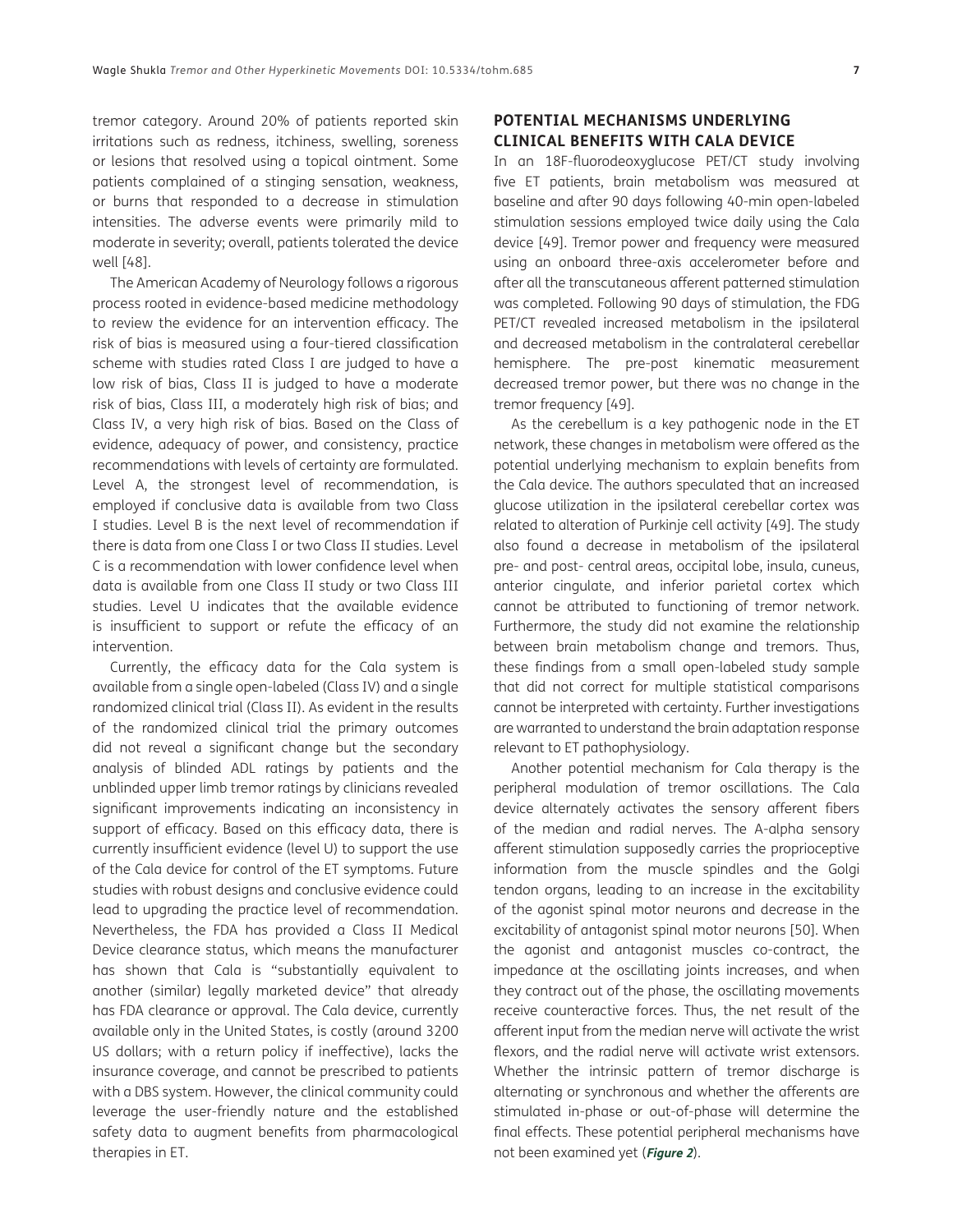tremor category. Around 20% of patients reported skin irritations such as redness, itchiness, swelling, soreness or lesions that resolved using a topical ointment. Some patients complained of a stinging sensation, weakness, or burns that responded to a decrease in stimulation intensities. The adverse events were primarily mild to moderate in severity; overall, patients tolerated the device well [48].

The American Academy of Neurology follows a rigorous process rooted in evidence-based medicine methodology to review the evidence for an intervention efficacy. The risk of bias is measured using a four-tiered classification scheme with studies rated Class I are judged to have a low risk of bias, Class II is judged to have a moderate risk of bias, Class III, a moderately high risk of bias; and Class IV, a very high risk of bias. Based on the Class of evidence, adequacy of power, and consistency, practice recommendations with levels of certainty are formulated. Level A, the strongest level of recommendation, is employed if conclusive data is available from two Class I studies. Level B is the next level of recommendation if there is data from one Class I or two Class II studies. Level C is a recommendation with lower confidence level when data is available from one Class II study or two Class III studies. Level U indicates that the available evidence is insufficient to support or refute the efficacy of an intervention.

Currently, the efficacy data for the Cala system is available from a single open-labeled (Class IV) and a single randomized clinical trial (Class II). As evident in the results of the randomized clinical trial the primary outcomes did not reveal a significant change but the secondary analysis of blinded ADL ratings by patients and the unblinded upper limb tremor ratings by clinicians revealed significant improvements indicating an inconsistency in support of efficacy. Based on this efficacy data, there is currently insufficient evidence (level U) to support the use of the Cala device for control of the ET symptoms. Future studies with robust designs and conclusive evidence could lead to upgrading the practice level of recommendation. Nevertheless, the FDA has provided a Class II Medical Device clearance status, which means the manufacturer has shown that Cala is "substantially equivalent to another (similar) legally marketed device" that already has FDA clearance or approval. The Cala device, currently available only in the United States, is costly (around 3200 US dollars; with a return policy if ineffective), lacks the insurance coverage, and cannot be prescribed to patients with a DBS system. However, the clinical community could leverage the user-friendly nature and the established safety data to augment benefits from pharmacological therapies in ET.

## POTENTIAL MECHANISMS UNDERLYING CLINICAL BENEFITS WITH CALA DEVICE

In an 18F-fluorodeoxyglucose PET/CT study involving five ET patients, brain metabolism was measured at baseline and after 90 days following 40-min open-labeled stimulation sessions employed twice daily using the Cala device [49]. Tremor power and frequency were measured using an onboard three-axis accelerometer before and after all the transcutaneous afferent patterned stimulation was completed. Following 90 days of stimulation, the FDG PET/CT revealed increased metabolism in the ipsilateral and decreased metabolism in the contralateral cerebellar hemisphere. The pre-post kinematic measurement decreased tremor power, but there was no change in the tremor frequency [49].

As the cerebellum is a key pathogenic node in the ET network, these changes in metabolism were offered as the potential underlying mechanism to explain benefits from the Cala device. The authors speculated that an increased glucose utilization in the ipsilateral cerebellar cortex was related to alteration of Purkinje cell activity [49]. The study also found a decrease in metabolism of the ipsilateral pre- and post- central areas, occipital lobe, insula, cuneus, anterior cingulate, and inferior parietal cortex which cannot be attributed to functioning of tremor network. Furthermore, the study did not examine the relationship between brain metabolism change and tremors. Thus, these findings from a small open-labeled study sample that did not correct for multiple statistical comparisons cannot be interpreted with certainty. Further investigations are warranted to understand the brain adaptation response relevant to ET pathophysiology.

Another potential mechanism for Cala therapy is the peripheral modulation of tremor oscillations. The Cala device alternately activates the sensory afferent fibers of the median and radial nerves. The A-alpha sensory afferent stimulation supposedly carries the proprioceptive information from the muscle spindles and the Golgi tendon organs, leading to an increase in the excitability of the agonist spinal motor neurons and decrease in the excitability of antagonist spinal motor neurons [50]. When the agonist and antagonist muscles co-contract, the impedance at the oscillating joints increases, and when they contract out of the phase, the oscillating movements receive counteractive forces. Thus, the net result of the afferent input from the median nerve will activate the wrist flexors, and the radial nerve will activate wrist extensors. Whether the intrinsic pattern of tremor discharge is alternating or synchronous and whether the afferents are stimulated in-phase or out-of-phase will determine the final effects. These potential peripheral mechanisms have not been examined yet (***Figure 2***).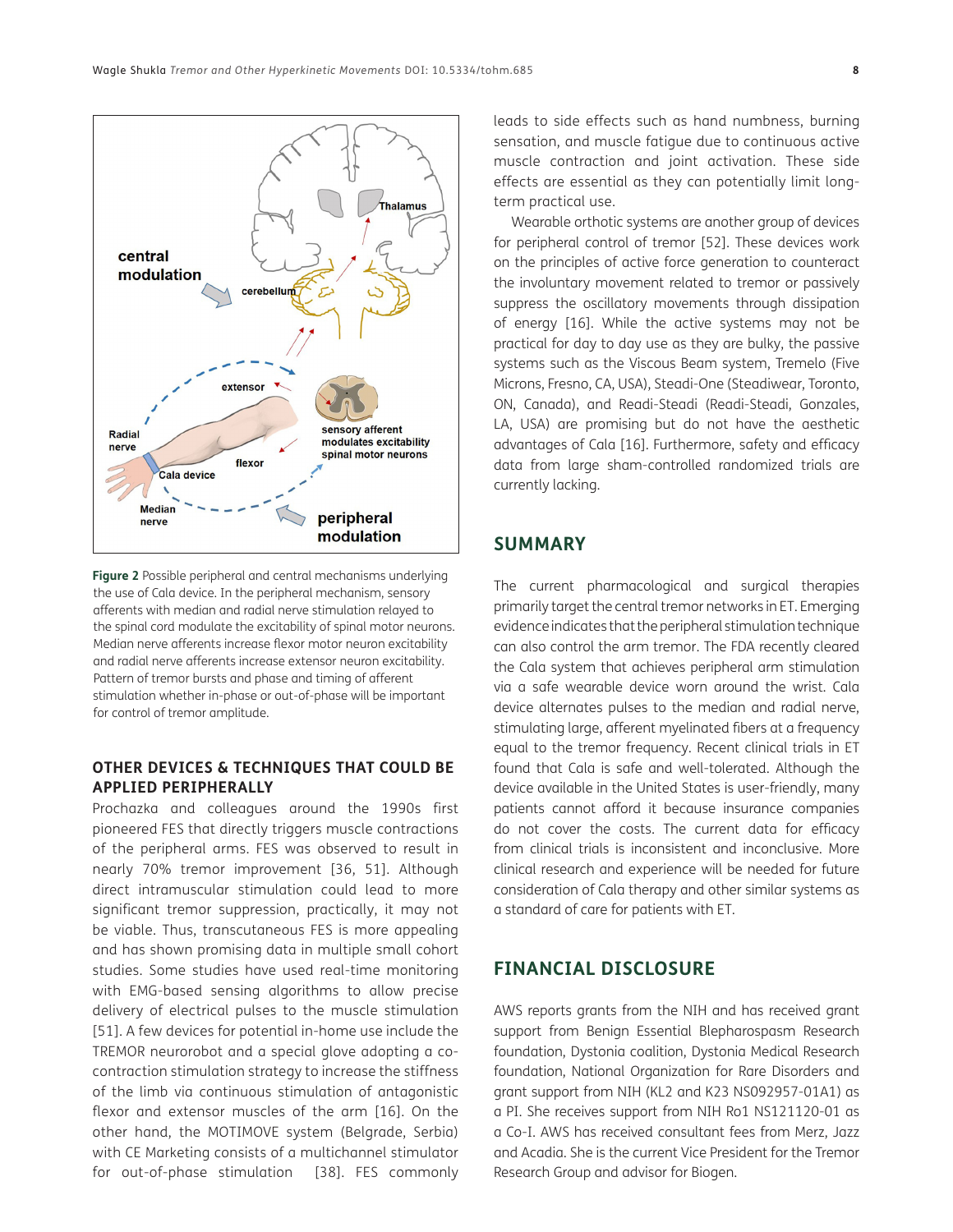Figure 2 Possible peripheral and central mechanisms underlying the use of Cala device. In the peripheral mechanism, sensory afferents with median and radial nerve stimulation relayed to the spinal cord modulate the excitability of spinal motor neurons. Median nerve afferents increase flexor motor neuron excitability and radial nerve afferents increase extensor neuron excitability. Pattern of tremor bursts and phase and timing of afferent stimulation whether in-phase or out-of-phase will be important for control of tremor amplitude.

## OTHER DEVICES & TECHNIQUES THAT COULD BE APPLIED PERIPHERALLY

Prochazka and colleagues around the 1990s first pioneered FES that directly triggers muscle contractions of the peripheral arms. FES was observed to result in nearly 70% tremor improvement [36, 51]. Although direct intramuscular stimulation could lead to more significant tremor suppression, practically, it may not be viable. Thus, transcutaneous FES is more appealing and has shown promising data in multiple small cohort studies. Some studies have used real-time monitoring with EMG-based sensing algorithms to allow precise delivery of electrical pulses to the muscle stimulation [51]. A few devices for potential in-home use include the TREMOR neurorobot and a special glove adopting a co-contraction stimulation strategy to increase the stiffness of the limb via continuous stimulation of antagonistic flexor and extensor muscles of the arm [16]. On the other hand, the MOTIMOVE system (Belgrade, Serbia) with CE Marketing consists of a multichannel stimulator for out-of-phase stimulation [38]. FES commonly leads to side effects such as hand numbness, burning sensation, and muscle fatigue due to continuous active muscle contraction and joint activation. These side effects are essential as they can potentially limit long-term practical use.

Wearable orthotic systems are another group of devices for peripheral control of tremor [52]. These devices work on the principles of active force generation to counteract the involuntary movement related to tremor or passively suppress the oscillatory movements through dissipation of energy [16]. While the active systems may not be practical for day to day use as they are bulky, the passive systems such as the Viscous Beam system, Tremelo (Five Microns, Fresno, CA, USA), Steadi-One (Steadiwear, Toronto, ON, Canada), and Readi-Steadi (Readi-Steadi, Gonzales, LA, USA) are promising but do not have the aesthetic advantages of Cala [16]. Furthermore, safety and efficacy data from large sham-controlled randomized trials are currently lacking.

## SUMMARY

The current pharmacological and surgical therapies primarily target the central tremor networks in ET. Emerging evidence indicates that the peripheral stimulation technique can also control the arm tremor. The FDA recently cleared the Cala system that achieves peripheral arm stimulation via a safe wearable device worn around the wrist. Cala device alternates pulses to the median and radial nerve, stimulating large, afferent myelinated fibers at a frequency equal to the tremor frequency. Recent clinical trials in ET found that Cala is safe and well-tolerated. Although the device available in the United States is user-friendly, many patients cannot afford it because insurance companies do not cover the costs. The current data for efficacy from clinical trials is inconsistent and inconclusive. More clinical research and experience will be needed for future consideration of Cala therapy and other similar systems as a standard of care for patients with ET.

## FINANCIAL DISCLOSURE

AWS reports grants from the NIH and has received grant support from Benign Essential Blepharospasm Research foundation, Dystonia coalition, Dystonia Medical Research foundation, National Organization for Rare Disorders and grant support from NIH (KL2 and K23 NS092957-01A1) as a PI. She receives support from NIH Ro1 NS121120-01 as a Co-I. AWS has received consultant fees from Merz, Jazz and Acadia. She is the current Vice President for the Tremor Research Group and advisor for Biogen.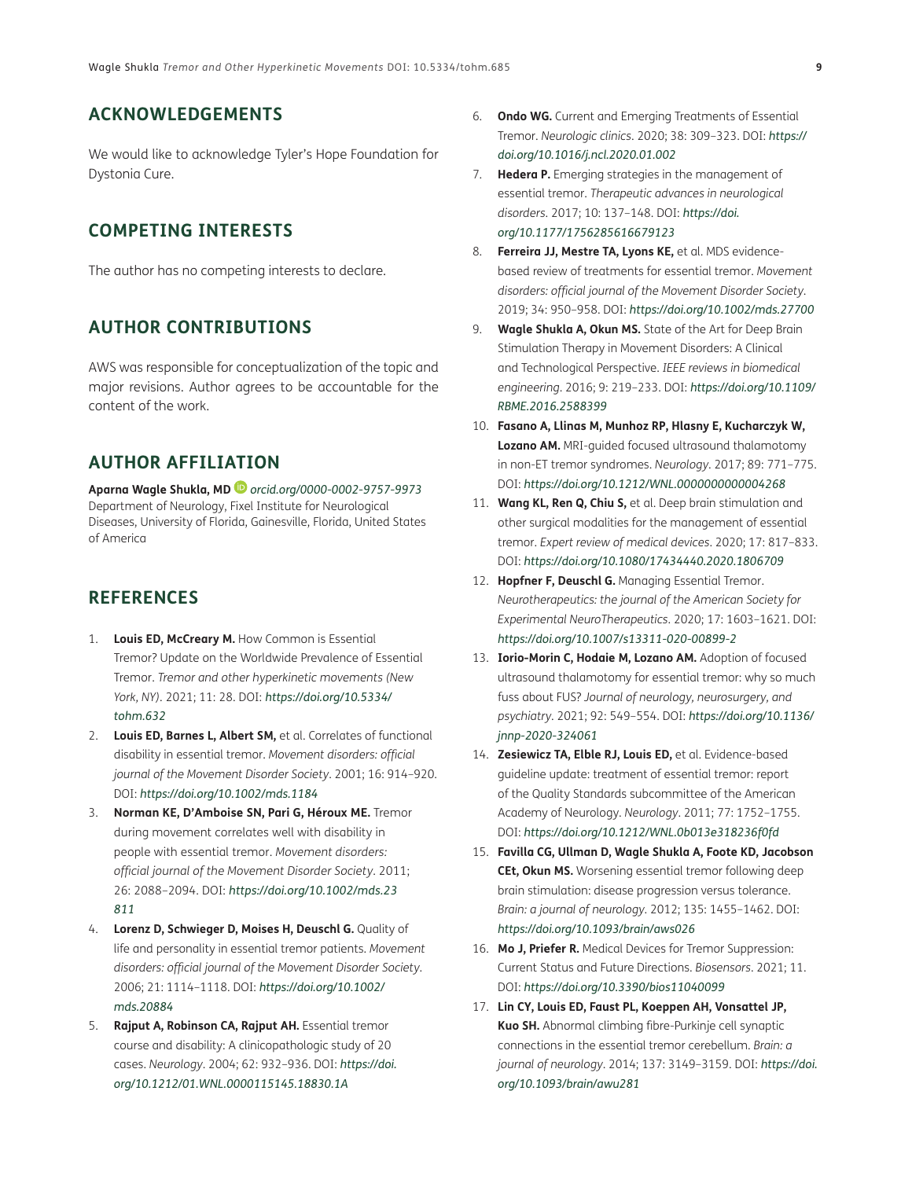## ACKNOWLEDGEMENTS

We would like to acknowledge Tyler's Hope Foundation for Dystonia Cure.

## COMPETING INTERESTS

The author has no competing interests to declare.

## AUTHOR CONTRIBUTIONS

AWS was responsible for conceptualization of the topic and major revisions. Author agrees to be accountable for the content of the work.

## AUTHOR AFFILIATION

**Aparna Wagle Shukla, MD** *orcid.org/0000-0002-9757-9973*
Department of Neurology, Fixel Institute for Neurological Diseases, University of Florida, Gainesville, Florida, United States of America

## REFERENCES

1. **Louis ED, McCreary M.** How Common is Essential Tremor? Update on the Worldwide Prevalence of Essential Tremor. *Tremor and other hyperkinetic movements (New York, NY)*. 2021; 11: 28. DOI: *https://doi.org/10.5334/tohm.632*
2. **Louis ED, Barnes L, Albert SM,** et al. Correlates of functional disability in essential tremor. *Movement disorders: official journal of the Movement Disorder Society*. 2001; 16: 914–920. DOI: *https://doi.org/10.1002/mds.1184*
3. **Norman KE, D'Amboise SN, Pari G, Héroux ME.** Tremor during movement correlates well with disability in people with essential tremor. *Movement disorders: official journal of the Movement Disorder Society*. 2011; 26: 2088–2094. DOI: *https://doi.org/10.1002/mds.23811*
4. **Lorenz D, Schwieger D, Moises H, Deuschl G.** Quality of life and personality in essential tremor patients. *Movement disorders: official journal of the Movement Disorder Society*. 2006; 21: 1114–1118. DOI: *https://doi.org/10.1002/mds.20884*
5. **Rajput A, Robinson CA, Rajput AH.** Essential tremor course and disability: A clinicopathologic study of 20 cases. *Neurology*. 2004; 62: 932–936. DOI: *https://doi.org/10.1212/01.WNL.0000115145.18830.1A*
6. **Ondo WG.** Current and Emerging Treatments of Essential Tremor. *Neurologic clinics*. 2020; 38: 309–323. DOI: *https://doi.org/10.1016/j.ncl.2020.01.002*
7. **Hedera P.** Emerging strategies in the management of essential tremor. *Therapeutic advances in neurological disorders*. 2017; 10: 137–148. DOI: *https://doi.org/10.1177/1756285616679123*
8. **Ferreira JJ, Mestre TA, Lyons KE,** et al. MDS evidence-based review of treatments for essential tremor. *Movement disorders: official journal of the Movement Disorder Society*. 2019; 34: 950–958. DOI: *https://doi.org/10.1002/mds.27700*
9. **Wagle Shukla A, Okun MS.** State of the Art for Deep Brain Stimulation Therapy in Movement Disorders: A Clinical and Technological Perspective. *IEEE reviews in biomedical engineering*. 2016; 9: 219–233. DOI: *https://doi.org/10.1109/RBME.2016.2588399*
10. **Fasano A, Llinas M, Munhoz RP, Hlasny E, Kucharczyk W, Lozano AM.** MRI-guided focused ultrasound thalamotomy in non-ET tremor syndromes. *Neurology*. 2017; 89: 771–775. DOI: *https://doi.org/10.1212/WNL.0000000000004268*
11. **Wang KL, Ren Q, Chiu S,** et al. Deep brain stimulation and other surgical modalities for the management of essential tremor. *Expert review of medical devices*. 2020; 17: 817–833. DOI: *https://doi.org/10.1080/17434440.2020.1806709*
12. **Hopfner F, Deuschl G.** Managing Essential Tremor. *Neurotherapeutics: the journal of the American Society for Experimental NeuroTherapeutics*. 2020; 17: 1603–1621. DOI: *https://doi.org/10.1007/s13311-020-00899-2*
13. **Iorio-Morin C, Hodaie M, Lozano AM.** Adoption of focused ultrasound thalamotomy for essential tremor: why so much fuss about FUS? *Journal of neurology, neurosurgery, and psychiatry*. 2021; 92: 549–554. DOI: *https://doi.org/10.1136/jnnp-2020-324061*
14. **Zesiewicz TA, Elble RJ, Louis ED,** et al. Evidence-based guideline update: treatment of essential tremor: report of the Quality Standards subcommittee of the American Academy of Neurology. *Neurology*. 2011; 77: 1752–1755. DOI: *https://doi.org/10.1212/WNL.0b013e318236f0fd*
15. **Favilla CG, Ullman D, Wagle Shukla A, Foote KD, Jacobson CEt, Okun MS.** Worsening essential tremor following deep brain stimulation: disease progression versus tolerance. *Brain: a journal of neurology*. 2012; 135: 1455–1462. DOI: *https://doi.org/10.1093/brain/aws026*
16. **Mo J, Priefer R.** Medical Devices for Tremor Suppression: Current Status and Future Directions. *Biosensors*. 2021; 11. DOI: *https://doi.org/10.3390/bios11040099*
17. **Lin CY, Louis ED, Faust PL, Koeppen AH, Vonsattel JP, Kuo SH.** Abnormal climbing fibre-Purkinje cell synaptic connections in the essential tremor cerebellum. *Brain: a journal of neurology*. 2014; 137: 3149–3159. DOI: *https://doi.org/10.1093/brain/awu281*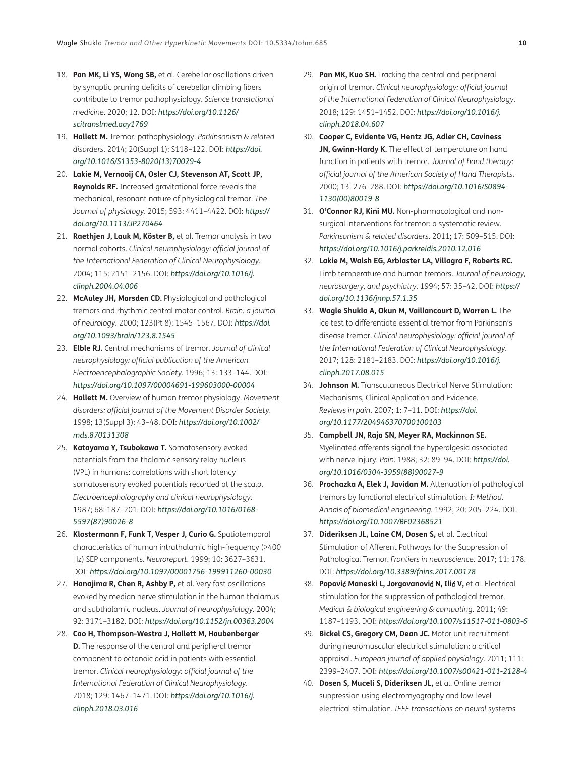18. **Pan MK, Li YS, Wong SB,** et al. Cerebellar oscillations driven by synaptic pruning deficits of cerebellar climbing fibers contribute to tremor pathophysiology. *Science translational medicine*. 2020; 12. DOI: *https://doi.org/10.1126/scitranslmed.aay1769*
19. **Hallett M.** Tremor: pathophysiology. *Parkinsonism & related disorders*. 2014; 20(Suppl 1): S118–122. DOI: *https://doi.org/10.1016/S1353-8020(13)70029-4*
20. **Lakie M, Vernooij CA, Osler CJ, Stevenson AT, Scott JP, Reynolds RF.** Increased gravitational force reveals the mechanical, resonant nature of physiological tremor. *The Journal of physiology*. 2015; 593: 4411–4422. DOI: *https://doi.org/10.1113/JP270464*
21. **Raethjen J, Lauk M, Köster B,** et al. Tremor analysis in two normal cohorts. *Clinical neurophysiology: official journal of the International Federation of Clinical Neurophysiology*. 2004; 115: 2151–2156. DOI: *https://doi.org/10.1016/j.clinph.2004.04.006*
22. **McAuley JH, Marsden CD.** Physiological and pathological tremors and rhythmic central motor control. *Brain: a journal of neurology*. 2000; 123(Pt 8): 1545–1567. DOI: *https://doi.org/10.1093/brain/123.8.1545*
23. **Elble RJ.** Central mechanisms of tremor. *Journal of clinical neurophysiology: official publication of the American Electroencephalographic Society*. 1996; 13: 133–144. DOI: *https://doi.org/10.1097/00004691-199603000-00004*
24. **Hallett M.** Overview of human tremor physiology. *Movement disorders: official journal of the Movement Disorder Society*. 1998; 13(Suppl 3): 43–48. DOI: *https://doi.org/10.1002/mds.870131308*
25. **Katayama Y, Tsubokawa T.** Somatosensory evoked potentials from the thalamic sensory relay nucleus (VPL) in humans: correlations with short latency somatosensory evoked potentials recorded at the scalp. *Electroencephalography and clinical neurophysiology*. 1987; 68: 187–201. DOI: *https://doi.org/10.1016/0168-5597(87)90026-8*
26. **Klostermann F, Funk T, Vesper J, Curio G.** Spatiotemporal characteristics of human intrathalamic high-frequency (>400 Hz) SEP components. *Neuroreport*. 1999; 10: 3627–3631. DOI: *https://doi.org/10.1097/00001756-199911260-00030*
27. **Hanajima R, Chen R, Ashby P,** et al. Very fast oscillations evoked by median nerve stimulation in the human thalamus and subthalamic nucleus. *Journal of neurophysiology*. 2004; 92: 3171–3182. DOI: *https://doi.org/10.1152/jn.00363.2004*
28. **Cao H, Thompson-Westra J, Hallett M, Haubenberger D.** The response of the central and peripheral tremor component to octanoic acid in patients with essential tremor. *Clinical neurophysiology: official journal of the International Federation of Clinical Neurophysiology*. 2018; 129: 1467–1471. DOI: *https://doi.org/10.1016/j.clinph.2018.03.016*
29. **Pan MK, Kuo SH.** Tracking the central and peripheral origin of tremor. *Clinical neurophysiology: official journal of the International Federation of Clinical Neurophysiology*. 2018; 129: 1451–1452. DOI: *https://doi.org/10.1016/j.clinph.2018.04.607*
30. **Cooper C, Evidente VG, Hentz JG, Adler CH, Caviness JN, Gwinn-Hardy K.** The effect of temperature on hand function in patients with tremor. *Journal of hand therapy: official journal of the American Society of Hand Therapists*. 2000; 13: 276–288. DOI: *https://doi.org/10.1016/S0894-1130(00)80019-8*
31. **O'Connor RJ, Kini MU.** Non-pharmacological and non-surgical interventions for tremor: a systematic review. *Parkinsonism & related disorders*. 2011; 17: 509–515. DOI: *https://doi.org/10.1016/j.parkreldis.2010.12.016*
32. **Lakie M, Walsh EG, Arblaster LA, Villagra F, Roberts RC.** Limb temperature and human tremors. *Journal of neurology, neurosurgery, and psychiatry*. 1994; 57: 35–42. DOI: *https://doi.org/10.1136/jnnp.57.1.35*
33. **Wagle Shukla A, Okun M, Vaillancourt D, Warren L.** The ice test to differentiate essential tremor from Parkinson's disease tremor. *Clinical neurophysiology: official journal of the International Federation of Clinical Neurophysiology*. 2017; 128: 2181–2183. DOI: *https://doi.org/10.1016/j.clinph.2017.08.015*
34. **Johnson M.** Transcutaneous Electrical Nerve Stimulation: Mechanisms, Clinical Application and Evidence. *Reviews in pain*. 2007; 1: 7–11. DOI: *https://doi.org/10.1177/204946370700100103*
35. **Campbell JN, Raja SN, Meyer RA, Mackinnon SE.** Myelinated afferents signal the hyperalgesia associated with nerve injury. *Pain*. 1988; 32: 89–94. DOI: *https://doi.org/10.1016/0304-3959(88)90027-9*
36. **Prochazka A, Elek J, Javidan M.** Attenuation of pathological tremors by functional electrical stimulation. *I: Method. Annals of biomedical engineering*. 1992; 20: 205–224. DOI: *https://doi.org/10.1007/BF02368521*
37. **Dideriksen JL, Laine CM, Dosen S,** et al. Electrical Stimulation of Afferent Pathways for the Suppression of Pathological Tremor. *Frontiers in neuroscience*. 2017; 11: 178. DOI: *https://doi.org/10.3389/fnins.2017.00178*
38. **Popović Maneski L, Jorgovanović N, Ilić V,** et al. Electrical stimulation for the suppression of pathological tremor. *Medical & biological engineering & computing*. 2011; 49: 1187–1193. DOI: *https://doi.org/10.1007/s11517-011-0803-6*
39. **Bickel CS, Gregory CM, Dean JC.** Motor unit recruitment during neuromuscular electrical stimulation: a critical appraisal. *European journal of applied physiology*. 2011; 111: 2399–2407. DOI: *https://doi.org/10.1007/s00421-011-2128-4*
40. **Dosen S, Muceli S, Dideriksen JL,** et al. Online tremor suppression using electromyography and low-level electrical stimulation. *IEEE transactions on neural systems*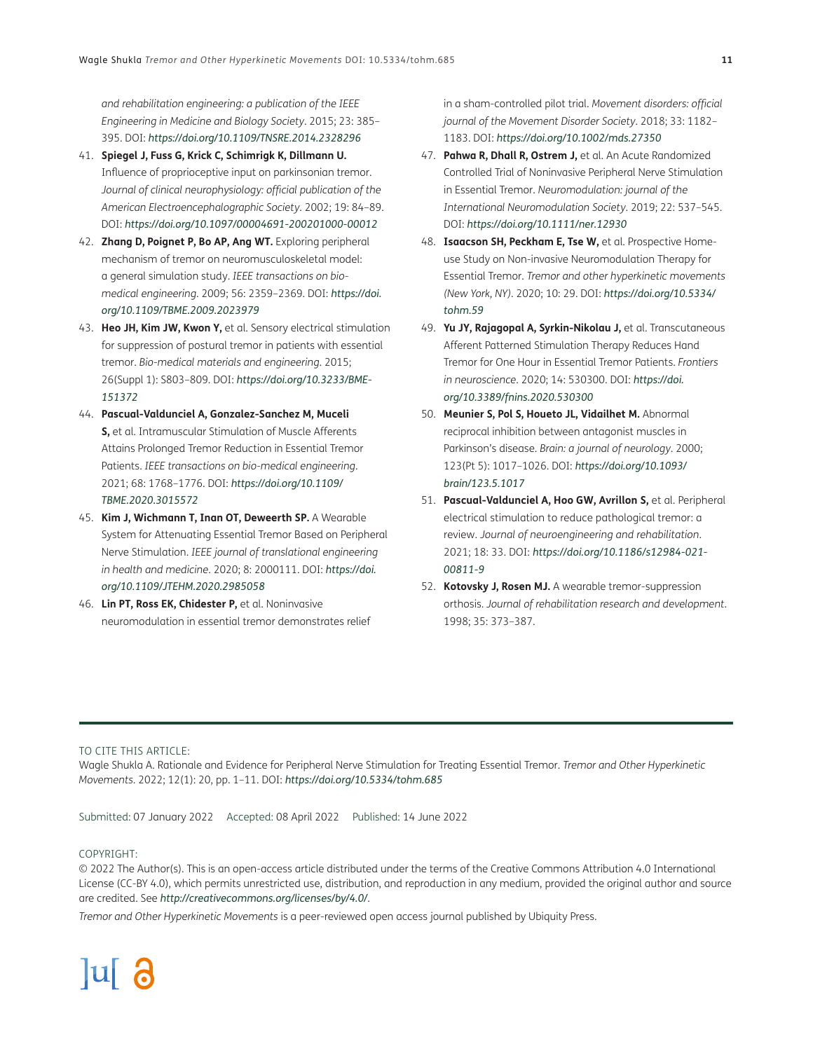and rehabilitation engineering: a publication of the IEEE Engineering in Medicine and Biology Society*. 2015; 23: 385–395. DOI: *https://doi.org/10.1109/TNSRE.2014.2328296*

41. **Spiegel J, Fuss G, Krick C, Schimrigk K, Dillmann U.** Influence of proprioceptive input on parkinsonian tremor. *Journal of clinical neurophysiology: official publication of the American Electroencephalographic Society*. 2002; 19: 84–89. DOI: *https://doi.org/10.1097/00004691-200201000-00012*
42. **Zhang D, Poignet P, Bo AP, Ang WT.** Exploring peripheral mechanism of tremor on neuromusculoskeletal model: a general simulation study. *IEEE transactions on bio-medical engineering*. 2009; 56: 2359–2369. DOI: *https://doi.org/10.1109/TBME.2009.2023979*
43. **Heo JH, Kim JW, Kwon Y,** et al. Sensory electrical stimulation for suppression of postural tremor in patients with essential tremor. *Bio-medical materials and engineering*. 2015; 26(Suppl 1): S803–809. DOI: *https://doi.org/10.3233/BME-151372*
44. **Pascual-Valdunciel A, Gonzalez-Sanchez M, Muceli S,** et al. Intramuscular Stimulation of Muscle Afferents Attains Prolonged Tremor Reduction in Essential Tremor Patients. *IEEE transactions on bio-medical engineering*. 2021; 68: 1768–1776. DOI: *https://doi.org/10.1109/TBME.2020.3015572*
45. **Kim J, Wichmann T, Inan OT, Deweerth SP.** A Wearable System for Attenuating Essential Tremor Based on Peripheral Nerve Stimulation. *IEEE journal of translational engineering in health and medicine*. 2020; 8: 2000111. DOI: *https://doi.org/10.1109/JTEHM.2020.2985058*
46. **Lin PT, Ross EK, Chidester P,** et al. Noninvasive neuromodulation in essential tremor demonstrates relief in a sham-controlled pilot trial. *Movement disorders: official journal of the Movement Disorder Society*. 2018; 33: 1182–1183. DOI: *https://doi.org/10.1002/mds.27350*
47. **Pahwa R, Dhall R, Ostrem J,** et al. An Acute Randomized Controlled Trial of Noninvasive Peripheral Nerve Stimulation in Essential Tremor. *Neuromodulation: journal of the International Neuromodulation Society*. 2019; 22: 537–545. DOI: *https://doi.org/10.1111/ner.12930*
48. **Isaacson SH, Peckham E, Tse W,** et al. Prospective Home-use Study on Non-invasive Neuromodulation Therapy for Essential Tremor. *Tremor and other hyperkinetic movements (New York, NY)*. 2020; 10: 29. DOI: *https://doi.org/10.5334/tohm.59*
49. **Yu JY, Rajagopal A, Syrkin-Nikolau J,** et al. Transcutaneous Afferent Patterned Stimulation Therapy Reduces Hand Tremor for One Hour in Essential Tremor Patients. *Frontiers in neuroscience*. 2020; 14: 530300. DOI: *https://doi.org/10.3389/fnins.2020.530300*
50. **Meunier S, Pol S, Houeto JL, Vidailhet M.** Abnormal reciprocal inhibition between antagonist muscles in Parkinson's disease. *Brain: a journal of neurology*. 2000; 123(Pt 5): 1017–1026. DOI: *https://doi.org/10.1093/brain/123.5.1017*
51. **Pascual-Valdunciel A, Hoo GW, Avrillon S,** et al. Peripheral electrical stimulation to reduce pathological tremor: a review. *Journal of neuroengineering and rehabilitation*. 2021; 18: 33. DOI: *https://doi.org/10.1186/s12984-021-00811-9*
52. **Kotovsky J, Rosen MJ.** A wearable tremor-suppression orthosis. *Journal of rehabilitation research and development*. 1998; 35: 373–387.

TO CITE THIS ARTICLE:

Wagle Shukla A. Rationale and Evidence for Peripheral Nerve Stimulation for Treating Essential Tremor. *Tremor and Other Hyperkinetic Movements*. 2022; 12(1): 20, pp. 1–11. DOI: *https://doi.org/10.5334/tohm.685*

Submitted: 07 January 2022 Accepted: 08 April 2022 Published: 14 June 2022

COPYRIGHT:

© 2022 The Author(s). This is an open-access article distributed under the terms of the Creative Commons Attribution 4.0 International License (CC-BY 4.0), which permits unrestricted use, distribution, and reproduction in any medium, provided the original author and source are credited. See *http://creativecommons.org/licenses/by/4.0/*.

*Tremor and Other Hyperkinetic Movements* is a peer-reviewed open access journal published by Ubiquity Press.